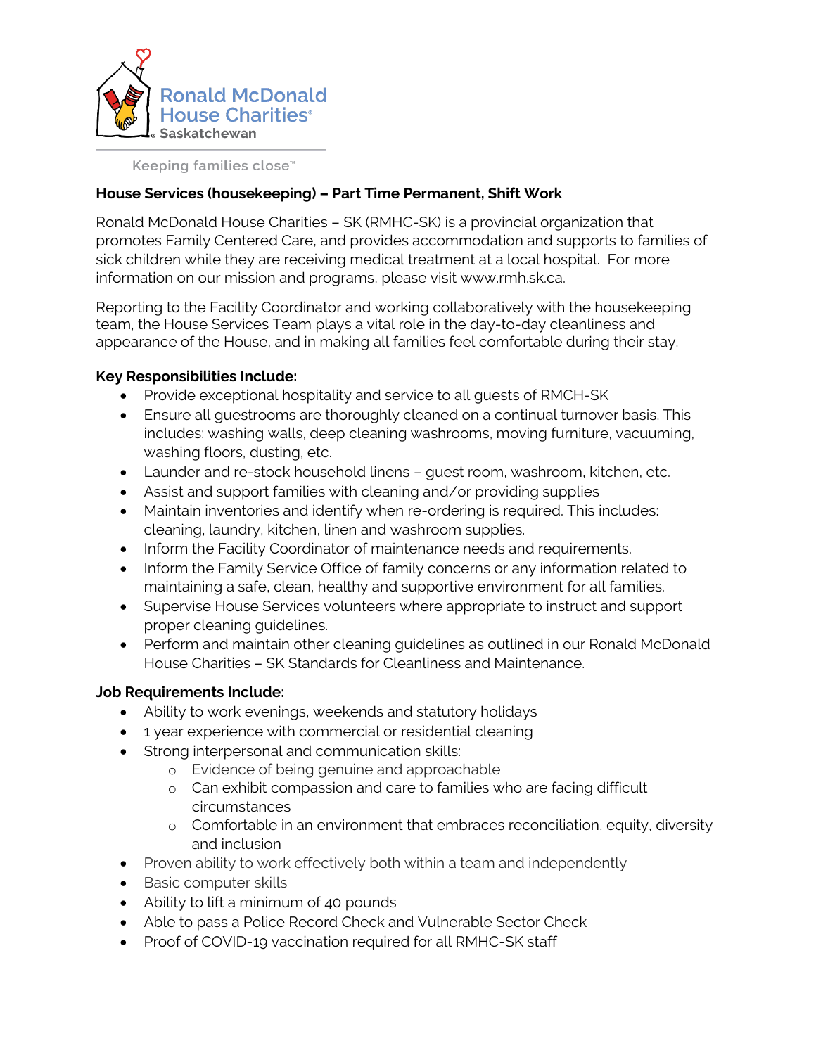Ronald McDonald House Charities® Saskatchewan

Keeping families close™

## House Services (housekeeping) – Part Time Permanent, Shift Work

Ronald McDonald House Charities – SK (RMHC-SK) is a provincial organization that promotes Family Centered Care, and provides accommodation and supports to families of sick children while they are receiving medical treatment at a local hospital. For more information on our mission and programs, please visit www.rmh.sk.ca.

Reporting to the Facility Coordinator and working collaboratively with the housekeeping team, the House Services Team plays a vital role in the day-to-day cleanliness and appearance of the House, and in making all families feel comfortable during their stay.

**Key Responsibilities Include:**

- Provide exceptional hospitality and service to all guests of RMCH-SK
- Ensure all guestrooms are thoroughly cleaned on a continual turnover basis. This includes: washing walls, deep cleaning washrooms, moving furniture, vacuuming, washing floors, dusting, etc.
- Launder and re-stock household linens – guest room, washroom, kitchen, etc.
- Assist and support families with cleaning and/or providing supplies
- Maintain inventories and identify when re-ordering is required. This includes: cleaning, laundry, kitchen, linen and washroom supplies.
- Inform the Facility Coordinator of maintenance needs and requirements.
- Inform the Family Service Office of family concerns or any information related to maintaining a safe, clean, healthy and supportive environment for all families.
- Supervise House Services volunteers where appropriate to instruct and support proper cleaning guidelines.
- Perform and maintain other cleaning guidelines as outlined in our Ronald McDonald House Charities – SK Standards for Cleanliness and Maintenance.

**Job Requirements Include:**

- Ability to work evenings, weekends and statutory holidays
- 1 year experience with commercial or residential cleaning
- Strong interpersonal and communication skills:
  - Evidence of being genuine and approachable
  - Can exhibit compassion and care to families who are facing difficult circumstances
  - Comfortable in an environment that embraces reconciliation, equity, diversity and inclusion
- Proven ability to work effectively both within a team and independently
- Basic computer skills
- Ability to lift a minimum of 40 pounds
- Able to pass a Police Record Check and Vulnerable Sector Check
- Proof of COVID-19 vaccination required for all RMHC-SK staff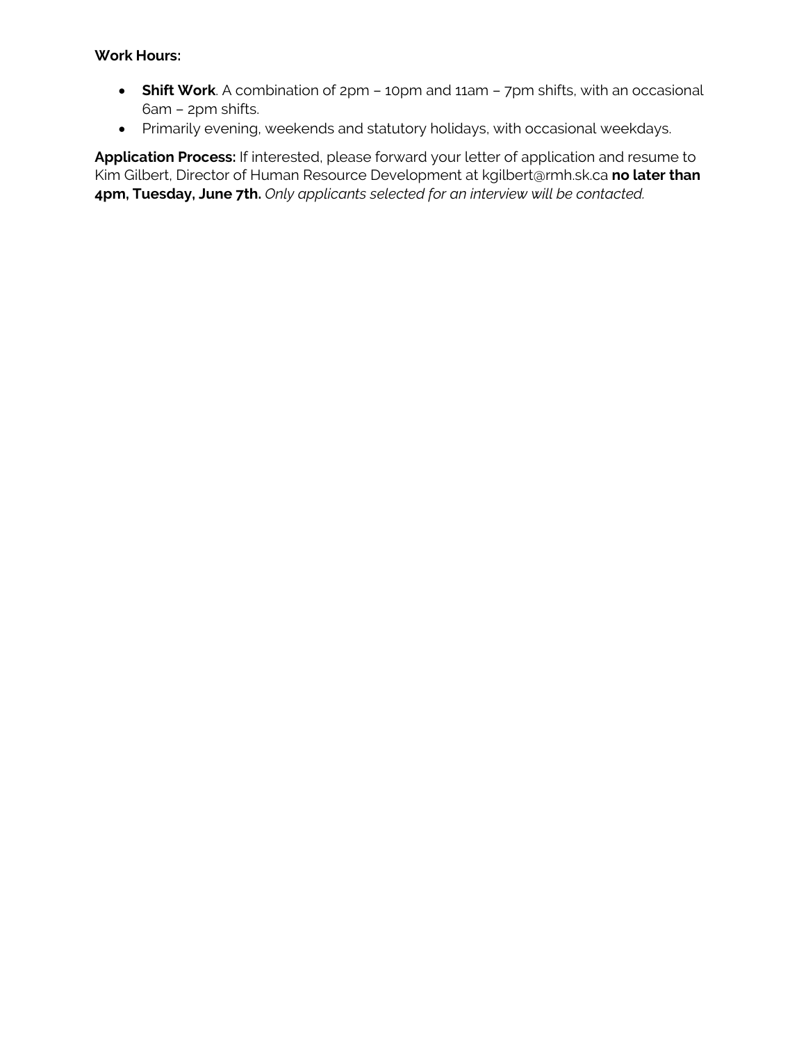**Work Hours:**

- **Shift Work**. A combination of 2pm – 10pm and 11am – 7pm shifts, with an occasional 6am – 2pm shifts.
- Primarily evening, weekends and statutory holidays, with occasional weekdays.

**Application Process:** If interested, please forward your letter of application and resume to Kim Gilbert, Director of Human Resource Development at kgilbert@rmh.sk.ca **no later than 4pm, Tuesday, June 7th.** *Only applicants selected for an interview will be contacted.*